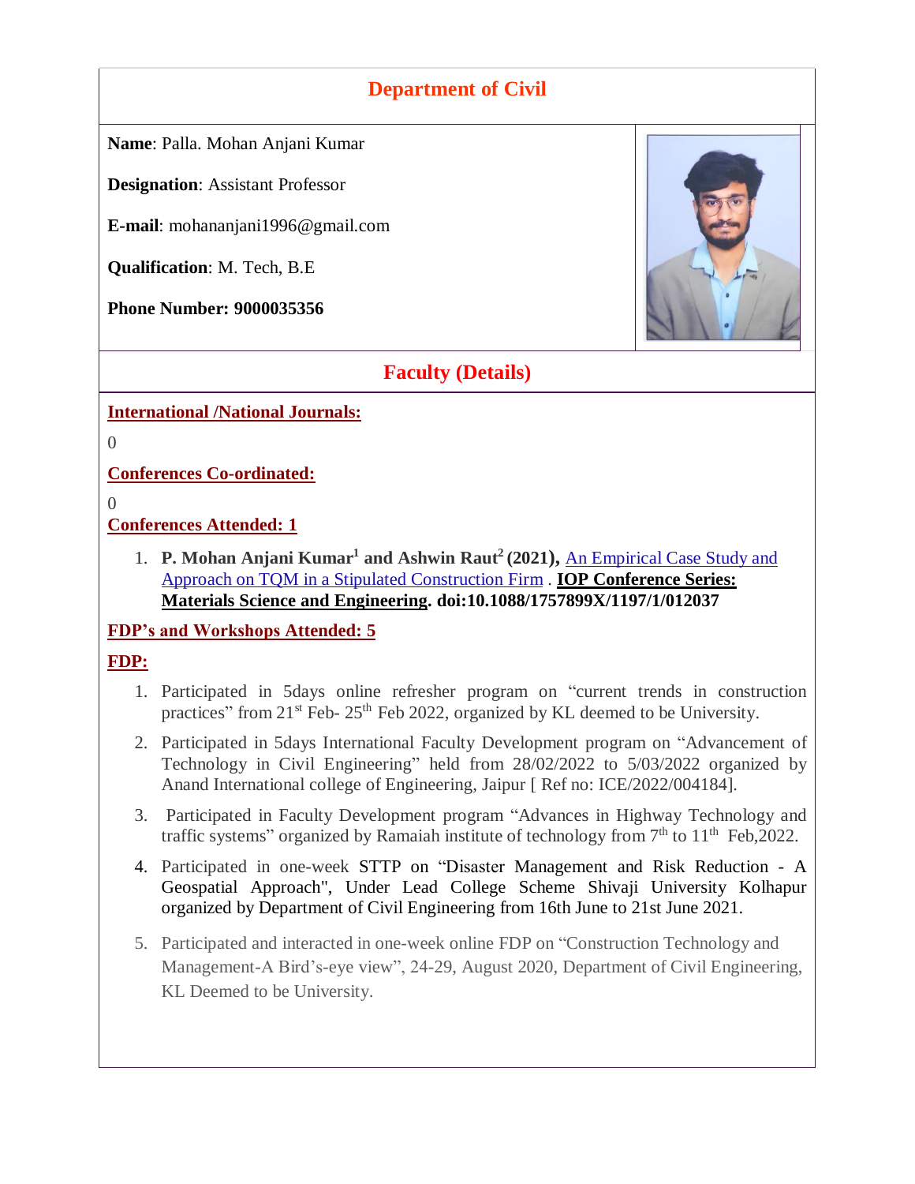## Department of Civil

**Name**: Palla. Mohan Anjani Kumar

**Designation**: Assistant Professor

**E-mail**: mohananjani1996@gmail.com

**Qualification**: M. Tech, B.E

**Phone Number: 9000035356**

## Faculty (Details)

**International /National Journals:**

0

**Conferences Co-ordinated:**

0

**Conferences Attended: 1**

1. **P. Mohan Anjani Kumar[1] and Ashwin Raut[2] (2021),** An Empirical Case Study and Approach on TQM in a Stipulated Construction Firm . **IOP Conference Series: Materials Science and Engineering. doi:10.1088/1757899X/1197/1/012037**

**FDP's and Workshops Attended: 5**

**FDP:**

1. Participated in 5days online refresher program on "current trends in construction practices" from 21st Feb- 25th Feb 2022, organized by KL deemed to be University.
2. Participated in 5days International Faculty Development program on "Advancement of Technology in Civil Engineering" held from 28/02/2022 to 5/03/2022 organized by Anand International college of Engineering, Jaipur [ Ref no: ICE/2022/004184].
3. Participated in Faculty Development program "Advances in Highway Technology and traffic systems" organized by Ramaiah institute of technology from 7th to 11th Feb,2022.
4. Participated in one-week STTP on "Disaster Management and Risk Reduction - A Geospatial Approach", Under Lead College Scheme Shivaji University Kolhapur organized by Department of Civil Engineering from 16th June to 21st June 2021.
5. Participated and interacted in one-week online FDP on "Construction Technology and Management-A Bird's-eye view", 24-29, August 2020, Department of Civil Engineering, KL Deemed to be University.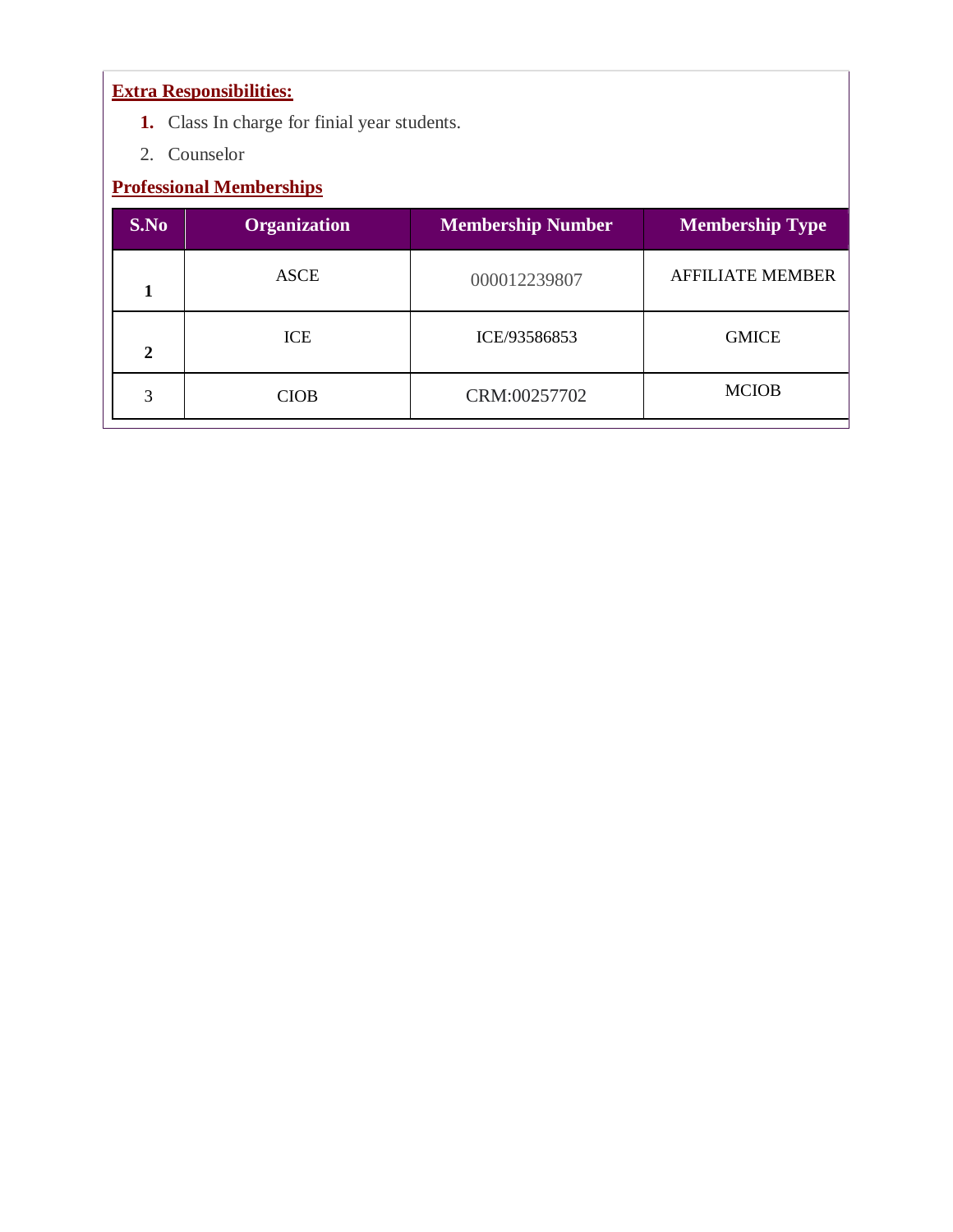**Extra Responsibilities:**

1. Class In charge for finial year students.
2. Counselor

**Professional Memberships**

| S.No | Organization | Membership Number | Membership Type |
|---|---|---|---|
| **1** | ASCE | 000012239807 | AFFILIATE MEMBER |
| **2** | ICE | ICE/93586853 | GMICE |
| 3 | CIOB | CRM:00257702 | MCIOB |